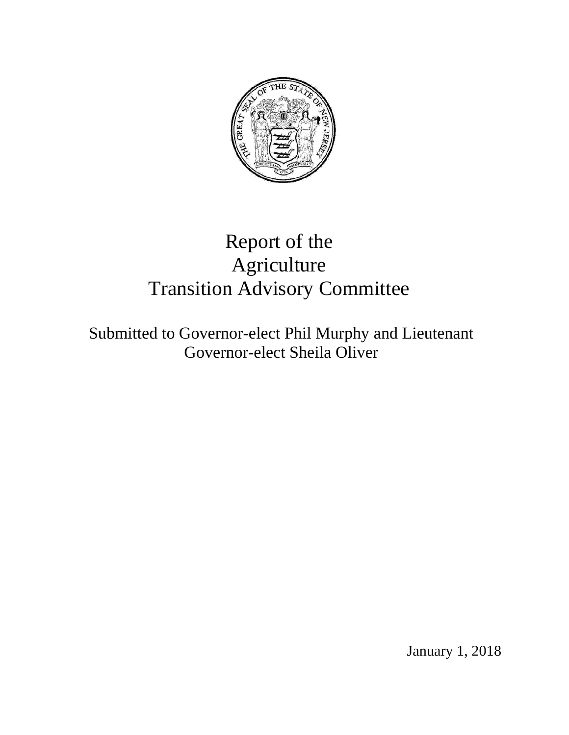# Report of the Agriculture Transition Advisory Committee

Submitted to Governor-elect Phil Murphy and Lieutenant Governor-elect Sheila Oliver

January 1, 2018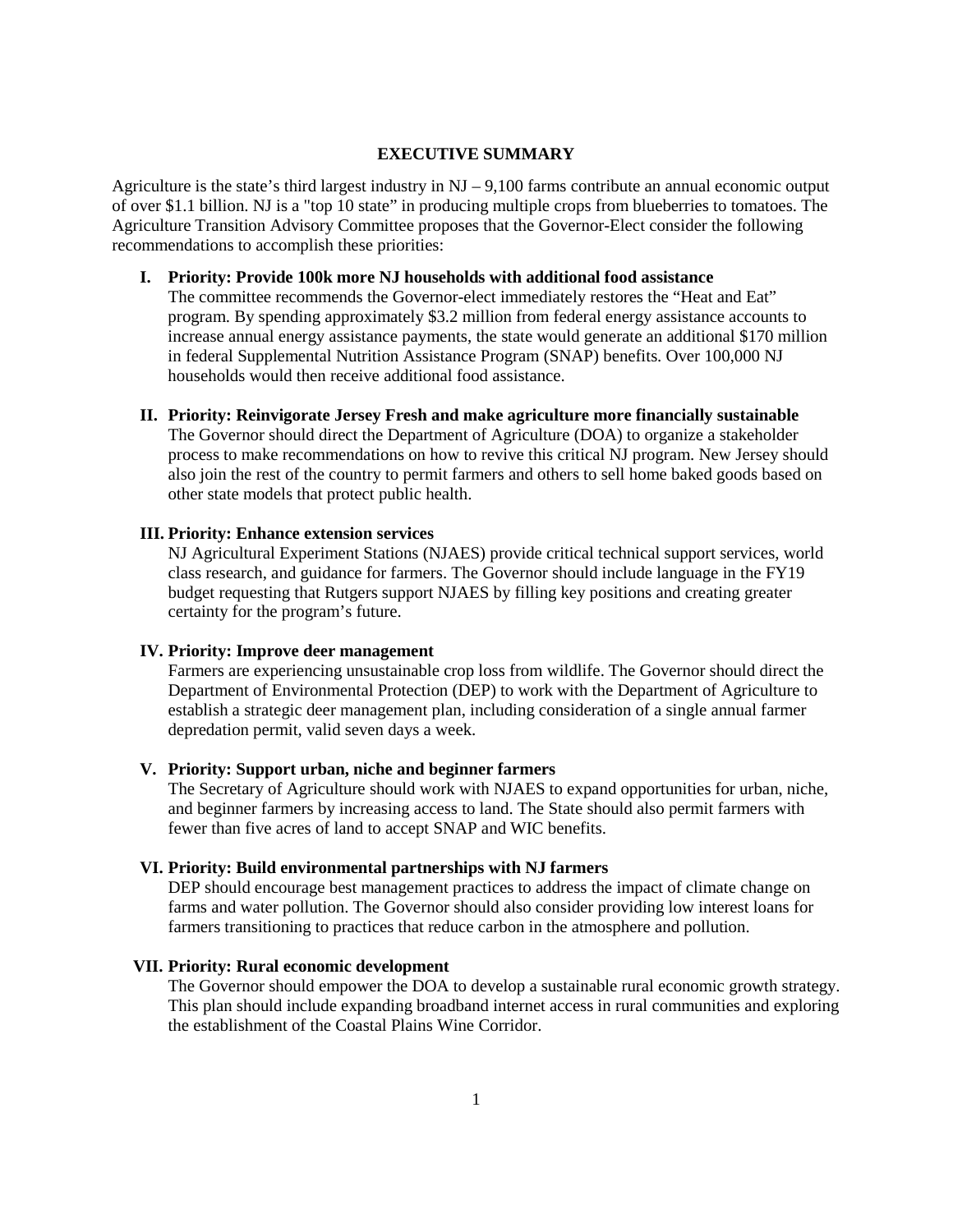## EXECUTIVE SUMMARY

Agriculture is the state's third largest industry in NJ – 9,100 farms contribute an annual economic output of over $1.1 billion. NJ is a "top 10 state" in producing multiple crops from blueberries to tomatoes. The Agriculture Transition Advisory Committee proposes that the Governor-Elect consider the following recommendations to accomplish these priorities:

**I. Priority: Provide 100k more NJ households with additional food assistance**

The committee recommends the Governor-elect immediately restores the "Heat and Eat" program. By spending approximately $3.2 million from federal energy assistance accounts to increase annual energy assistance payments, the state would generate an additional $170 million in federal Supplemental Nutrition Assistance Program (SNAP) benefits. Over 100,000 NJ households would then receive additional food assistance.

**II. Priority: Reinvigorate Jersey Fresh and make agriculture more financially sustainable**

The Governor should direct the Department of Agriculture (DOA) to organize a stakeholder process to make recommendations on how to revive this critical NJ program. New Jersey should also join the rest of the country to permit farmers and others to sell home baked goods based on other state models that protect public health.

**III. Priority: Enhance extension services**

NJ Agricultural Experiment Stations (NJAES) provide critical technical support services, world class research, and guidance for farmers. The Governor should include language in the FY19 budget requesting that Rutgers support NJAES by filling key positions and creating greater certainty for the program's future.

**IV. Priority: Improve deer management**

Farmers are experiencing unsustainable crop loss from wildlife. The Governor should direct the Department of Environmental Protection (DEP) to work with the Department of Agriculture to establish a strategic deer management plan, including consideration of a single annual farmer depredation permit, valid seven days a week.

**V. Priority: Support urban, niche and beginner farmers**

The Secretary of Agriculture should work with NJAES to expand opportunities for urban, niche, and beginner farmers by increasing access to land. The State should also permit farmers with fewer than five acres of land to accept SNAP and WIC benefits.

**VI. Priority: Build environmental partnerships with NJ farmers**

DEP should encourage best management practices to address the impact of climate change on farms and water pollution. The Governor should also consider providing low interest loans for farmers transitioning to practices that reduce carbon in the atmosphere and pollution.

**VII. Priority: Rural economic development**

The Governor should empower the DOA to develop a sustainable rural economic growth strategy. This plan should include expanding broadband internet access in rural communities and exploring the establishment of the Coastal Plains Wine Corridor.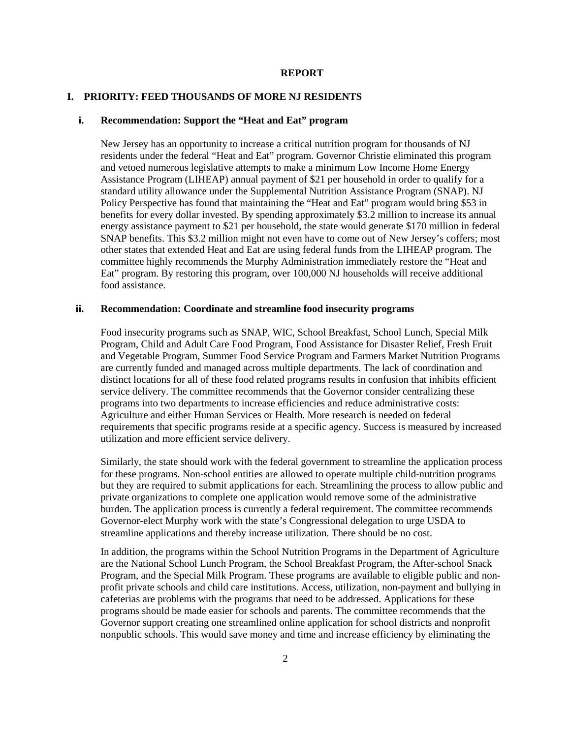# REPORT

## I. PRIORITY: FEED THOUSANDS OF MORE NJ RESIDENTS

### i. Recommendation: Support the "Heat and Eat" program

New Jersey has an opportunity to increase a critical nutrition program for thousands of NJ residents under the federal "Heat and Eat" program. Governor Christie eliminated this program and vetoed numerous legislative attempts to make a minimum Low Income Home Energy Assistance Program (LIHEAP) annual payment of $21 per household in order to qualify for a standard utility allowance under the Supplemental Nutrition Assistance Program (SNAP). NJ Policy Perspective has found that maintaining the "Heat and Eat" program would bring $53 in benefits for every dollar invested. By spending approximately $3.2 million to increase its annual energy assistance payment to $21 per household, the state would generate $170 million in federal SNAP benefits. This $3.2 million might not even have to come out of New Jersey's coffers; most other states that extended Heat and Eat are using federal funds from the LIHEAP program. The committee highly recommends the Murphy Administration immediately restore the "Heat and Eat" program. By restoring this program, over 100,000 NJ households will receive additional food assistance.

### ii. Recommendation: Coordinate and streamline food insecurity programs

Food insecurity programs such as SNAP, WIC, School Breakfast, School Lunch, Special Milk Program, Child and Adult Care Food Program, Food Assistance for Disaster Relief, Fresh Fruit and Vegetable Program, Summer Food Service Program and Farmers Market Nutrition Programs are currently funded and managed across multiple departments. The lack of coordination and distinct locations for all of these food related programs results in confusion that inhibits efficient service delivery. The committee recommends that the Governor consider centralizing these programs into two departments to increase efficiencies and reduce administrative costs: Agriculture and either Human Services or Health. More research is needed on federal requirements that specific programs reside at a specific agency. Success is measured by increased utilization and more efficient service delivery.

Similarly, the state should work with the federal government to streamline the application process for these programs. Non-school entities are allowed to operate multiple child-nutrition programs but they are required to submit applications for each. Streamlining the process to allow public and private organizations to complete one application would remove some of the administrative burden. The application process is currently a federal requirement. The committee recommends Governor-elect Murphy work with the state's Congressional delegation to urge USDA to streamline applications and thereby increase utilization. There should be no cost.

In addition, the programs within the School Nutrition Programs in the Department of Agriculture are the National School Lunch Program, the School Breakfast Program, the After-school Snack Program, and the Special Milk Program. These programs are available to eligible public and non-profit private schools and child care institutions. Access, utilization, non-payment and bullying in cafeterias are problems with the programs that need to be addressed. Applications for these programs should be made easier for schools and parents. The committee recommends that the Governor support creating one streamlined online application for school districts and nonprofit nonpublic schools. This would save money and time and increase efficiency by eliminating the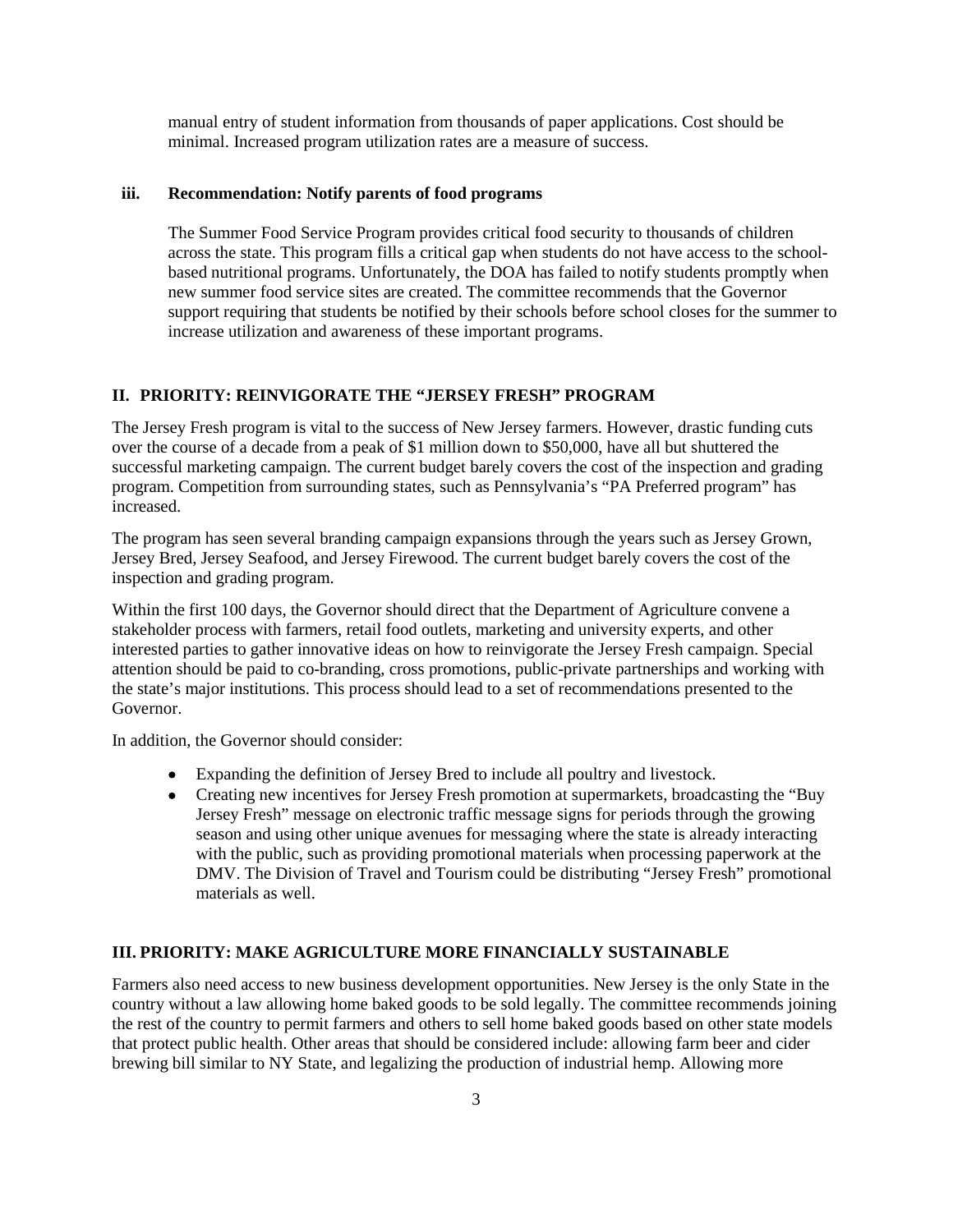manual entry of student information from thousands of paper applications. Cost should be minimal. Increased program utilization rates are a measure of success.

### iii. Recommendation: Notify parents of food programs

The Summer Food Service Program provides critical food security to thousands of children across the state. This program fills a critical gap when students do not have access to the school-based nutritional programs. Unfortunately, the DOA has failed to notify students promptly when new summer food service sites are created. The committee recommends that the Governor support requiring that students be notified by their schools before school closes for the summer to increase utilization and awareness of these important programs.

## II. PRIORITY: REINVIGORATE THE "JERSEY FRESH" PROGRAM

The Jersey Fresh program is vital to the success of New Jersey farmers. However, drastic funding cuts over the course of a decade from a peak of $1 million down to $50,000, have all but shuttered the successful marketing campaign. The current budget barely covers the cost of the inspection and grading program. Competition from surrounding states, such as Pennsylvania's "PA Preferred program" has increased.

The program has seen several branding campaign expansions through the years such as Jersey Grown, Jersey Bred, Jersey Seafood, and Jersey Firewood. The current budget barely covers the cost of the inspection and grading program.

Within the first 100 days, the Governor should direct that the Department of Agriculture convene a stakeholder process with farmers, retail food outlets, marketing and university experts, and other interested parties to gather innovative ideas on how to reinvigorate the Jersey Fresh campaign. Special attention should be paid to co-branding, cross promotions, public-private partnerships and working with the state's major institutions. This process should lead to a set of recommendations presented to the Governor.

In addition, the Governor should consider:

- Expanding the definition of Jersey Bred to include all poultry and livestock.
- Creating new incentives for Jersey Fresh promotion at supermarkets, broadcasting the "Buy Jersey Fresh" message on electronic traffic message signs for periods through the growing season and using other unique avenues for messaging where the state is already interacting with the public, such as providing promotional materials when processing paperwork at the DMV. The Division of Travel and Tourism could be distributing "Jersey Fresh" promotional materials as well.

## III. PRIORITY: MAKE AGRICULTURE MORE FINANCIALLY SUSTAINABLE

Farmers also need access to new business development opportunities. New Jersey is the only State in the country without a law allowing home baked goods to be sold legally. The committee recommends joining the rest of the country to permit farmers and others to sell home baked goods based on other state models that protect public health. Other areas that should be considered include: allowing farm beer and cider brewing bill similar to NY State, and legalizing the production of industrial hemp. Allowing more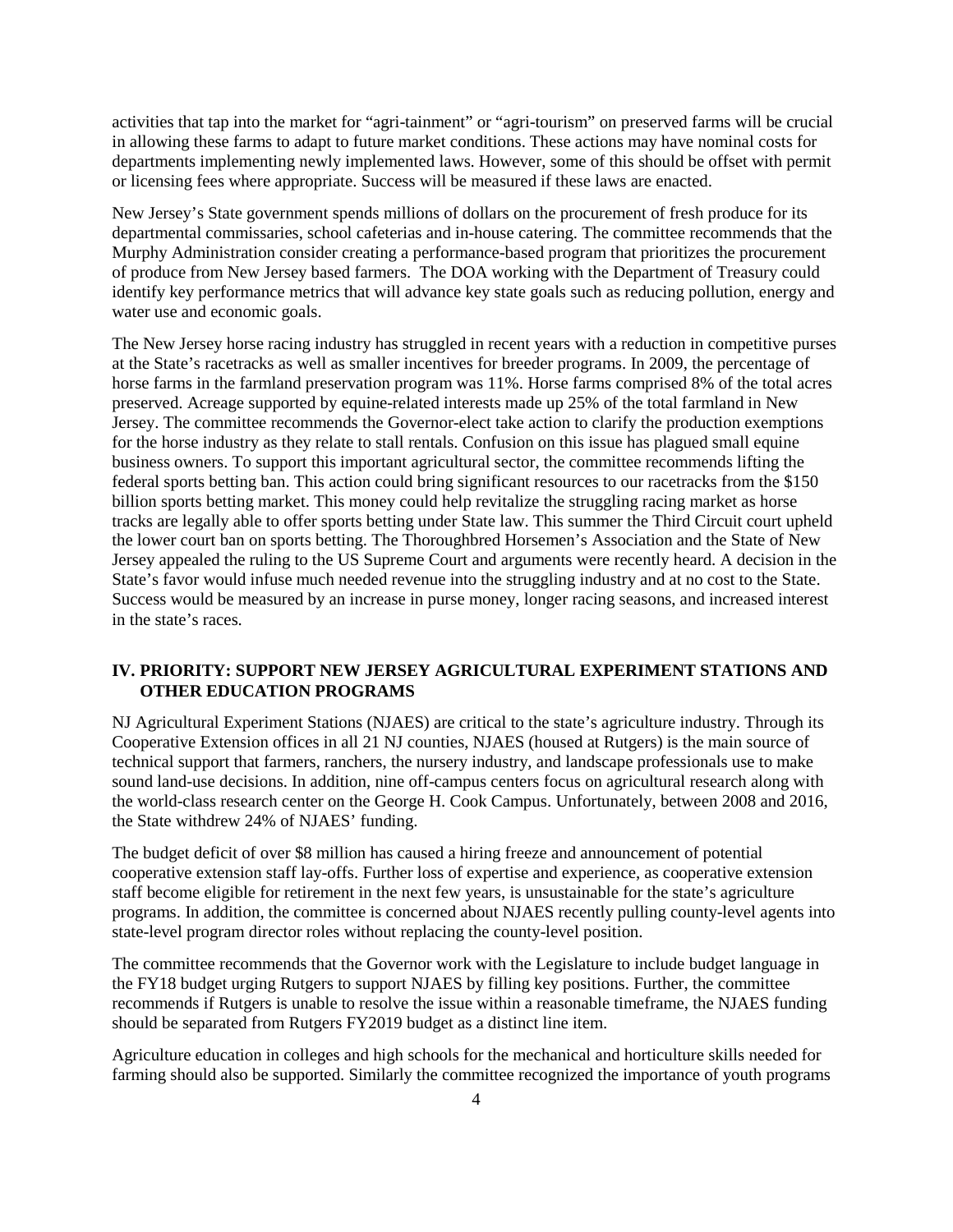activities that tap into the market for "agri-tainment" or "agri-tourism" on preserved farms will be crucial in allowing these farms to adapt to future market conditions. These actions may have nominal costs for departments implementing newly implemented laws. However, some of this should be offset with permit or licensing fees where appropriate. Success will be measured if these laws are enacted.

New Jersey's State government spends millions of dollars on the procurement of fresh produce for its departmental commissaries, school cafeterias and in-house catering. The committee recommends that the Murphy Administration consider creating a performance-based program that prioritizes the procurement of produce from New Jersey based farmers. The DOA working with the Department of Treasury could identify key performance metrics that will advance key state goals such as reducing pollution, energy and water use and economic goals.

The New Jersey horse racing industry has struggled in recent years with a reduction in competitive purses at the State's racetracks as well as smaller incentives for breeder programs. In 2009, the percentage of horse farms in the farmland preservation program was 11%. Horse farms comprised 8% of the total acres preserved. Acreage supported by equine-related interests made up 25% of the total farmland in New Jersey. The committee recommends the Governor-elect take action to clarify the production exemptions for the horse industry as they relate to stall rentals. Confusion on this issue has plagued small equine business owners. To support this important agricultural sector, the committee recommends lifting the federal sports betting ban. This action could bring significant resources to our racetracks from the $150 billion sports betting market. This money could help revitalize the struggling racing market as horse tracks are legally able to offer sports betting under State law. This summer the Third Circuit court upheld the lower court ban on sports betting. The Thoroughbred Horsemen's Association and the State of New Jersey appealed the ruling to the US Supreme Court and arguments were recently heard. A decision in the State's favor would infuse much needed revenue into the struggling industry and at no cost to the State. Success would be measured by an increase in purse money, longer racing seasons, and increased interest in the state's races.

## IV. PRIORITY: SUPPORT NEW JERSEY AGRICULTURAL EXPERIMENT STATIONS AND OTHER EDUCATION PROGRAMS

NJ Agricultural Experiment Stations (NJAES) are critical to the state's agriculture industry. Through its Cooperative Extension offices in all 21 NJ counties, NJAES (housed at Rutgers) is the main source of technical support that farmers, ranchers, the nursery industry, and landscape professionals use to make sound land-use decisions. In addition, nine off-campus centers focus on agricultural research along with the world-class research center on the George H. Cook Campus. Unfortunately, between 2008 and 2016, the State withdrew 24% of NJAES' funding.

The budget deficit of over $8 million has caused a hiring freeze and announcement of potential cooperative extension staff lay-offs. Further loss of expertise and experience, as cooperative extension staff become eligible for retirement in the next few years, is unsustainable for the state's agriculture programs. In addition, the committee is concerned about NJAES recently pulling county-level agents into state-level program director roles without replacing the county-level position.

The committee recommends that the Governor work with the Legislature to include budget language in the FY18 budget urging Rutgers to support NJAES by filling key positions. Further, the committee recommends if Rutgers is unable to resolve the issue within a reasonable timeframe, the NJAES funding should be separated from Rutgers FY2019 budget as a distinct line item.

Agriculture education in colleges and high schools for the mechanical and horticulture skills needed for farming should also be supported. Similarly the committee recognized the importance of youth programs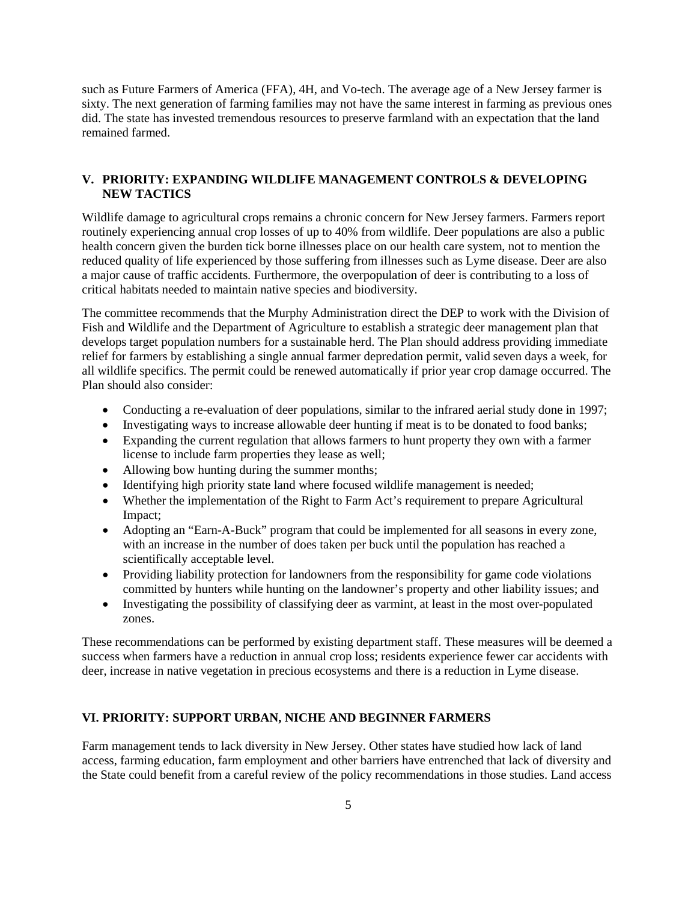such as Future Farmers of America (FFA), 4H, and Vo-tech. The average age of a New Jersey farmer is sixty. The next generation of farming families may not have the same interest in farming as previous ones did. The state has invested tremendous resources to preserve farmland with an expectation that the land remained farmed.

## V. PRIORITY: EXPANDING WILDLIFE MANAGEMENT CONTROLS & DEVELOPING NEW TACTICS

Wildlife damage to agricultural crops remains a chronic concern for New Jersey farmers. Farmers report routinely experiencing annual crop losses of up to 40% from wildlife. Deer populations are also a public health concern given the burden tick borne illnesses place on our health care system, not to mention the reduced quality of life experienced by those suffering from illnesses such as Lyme disease. Deer are also a major cause of traffic accidents. Furthermore, the overpopulation of deer is contributing to a loss of critical habitats needed to maintain native species and biodiversity.

The committee recommends that the Murphy Administration direct the DEP to work with the Division of Fish and Wildlife and the Department of Agriculture to establish a strategic deer management plan that develops target population numbers for a sustainable herd. The Plan should address providing immediate relief for farmers by establishing a single annual farmer depredation permit, valid seven days a week, for all wildlife specifics. The permit could be renewed automatically if prior year crop damage occurred. The Plan should also consider:

- Conducting a re-evaluation of deer populations, similar to the infrared aerial study done in 1997;
- Investigating ways to increase allowable deer hunting if meat is to be donated to food banks;
- Expanding the current regulation that allows farmers to hunt property they own with a farmer license to include farm properties they lease as well;
- Allowing bow hunting during the summer months;
- Identifying high priority state land where focused wildlife management is needed;
- Whether the implementation of the Right to Farm Act's requirement to prepare Agricultural Impact;
- Adopting an "Earn-A-Buck" program that could be implemented for all seasons in every zone, with an increase in the number of does taken per buck until the population has reached a scientifically acceptable level.
- Providing liability protection for landowners from the responsibility for game code violations committed by hunters while hunting on the landowner's property and other liability issues; and
- Investigating the possibility of classifying deer as varmint, at least in the most over-populated zones.

These recommendations can be performed by existing department staff. These measures will be deemed a success when farmers have a reduction in annual crop loss; residents experience fewer car accidents with deer, increase in native vegetation in precious ecosystems and there is a reduction in Lyme disease.

## VI. PRIORITY: SUPPORT URBAN, NICHE AND BEGINNER FARMERS

Farm management tends to lack diversity in New Jersey. Other states have studied how lack of land access, farming education, farm employment and other barriers have entrenched that lack of diversity and the State could benefit from a careful review of the policy recommendations in those studies. Land access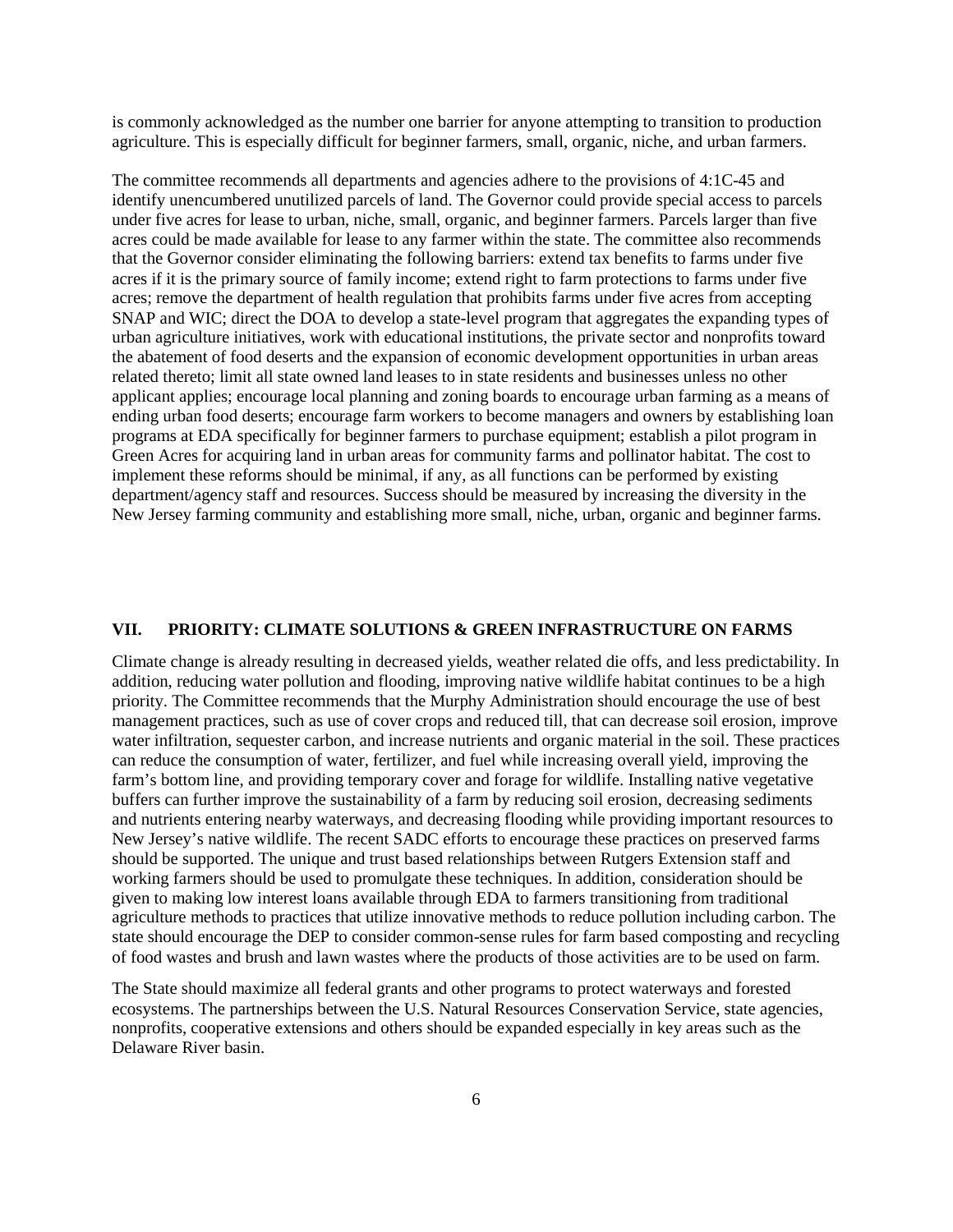is commonly acknowledged as the number one barrier for anyone attempting to transition to production agriculture. This is especially difficult for beginner farmers, small, organic, niche, and urban farmers.

The committee recommends all departments and agencies adhere to the provisions of 4:1C-45 and identify unencumbered unutilized parcels of land. The Governor could provide special access to parcels under five acres for lease to urban, niche, small, organic, and beginner farmers. Parcels larger than five acres could be made available for lease to any farmer within the state. The committee also recommends that the Governor consider eliminating the following barriers: extend tax benefits to farms under five acres if it is the primary source of family income; extend right to farm protections to farms under five acres; remove the department of health regulation that prohibits farms under five acres from accepting SNAP and WIC; direct the DOA to develop a state-level program that aggregates the expanding types of urban agriculture initiatives, work with educational institutions, the private sector and nonprofits toward the abatement of food deserts and the expansion of economic development opportunities in urban areas related thereto; limit all state owned land leases to in state residents and businesses unless no other applicant applies; encourage local planning and zoning boards to encourage urban farming as a means of ending urban food deserts; encourage farm workers to become managers and owners by establishing loan programs at EDA specifically for beginner farmers to purchase equipment; establish a pilot program in Green Acres for acquiring land in urban areas for community farms and pollinator habitat. The cost to implement these reforms should be minimal, if any, as all functions can be performed by existing department/agency staff and resources. Success should be measured by increasing the diversity in the New Jersey farming community and establishing more small, niche, urban, organic and beginner farms.

## VII. PRIORITY: CLIMATE SOLUTIONS & GREEN INFRASTRUCTURE ON FARMS

Climate change is already resulting in decreased yields, weather related die offs, and less predictability. In addition, reducing water pollution and flooding, improving native wildlife habitat continues to be a high priority. The Committee recommends that the Murphy Administration should encourage the use of best management practices, such as use of cover crops and reduced till, that can decrease soil erosion, improve water infiltration, sequester carbon, and increase nutrients and organic material in the soil. These practices can reduce the consumption of water, fertilizer, and fuel while increasing overall yield, improving the farm's bottom line, and providing temporary cover and forage for wildlife. Installing native vegetative buffers can further improve the sustainability of a farm by reducing soil erosion, decreasing sediments and nutrients entering nearby waterways, and decreasing flooding while providing important resources to New Jersey's native wildlife. The recent SADC efforts to encourage these practices on preserved farms should be supported. The unique and trust based relationships between Rutgers Extension staff and working farmers should be used to promulgate these techniques. In addition, consideration should be given to making low interest loans available through EDA to farmers transitioning from traditional agriculture methods to practices that utilize innovative methods to reduce pollution including carbon. The state should encourage the DEP to consider common-sense rules for farm based composting and recycling of food wastes and brush and lawn wastes where the products of those activities are to be used on farm.

The State should maximize all federal grants and other programs to protect waterways and forested ecosystems. The partnerships between the U.S. Natural Resources Conservation Service, state agencies, nonprofits, cooperative extensions and others should be expanded especially in key areas such as the Delaware River basin.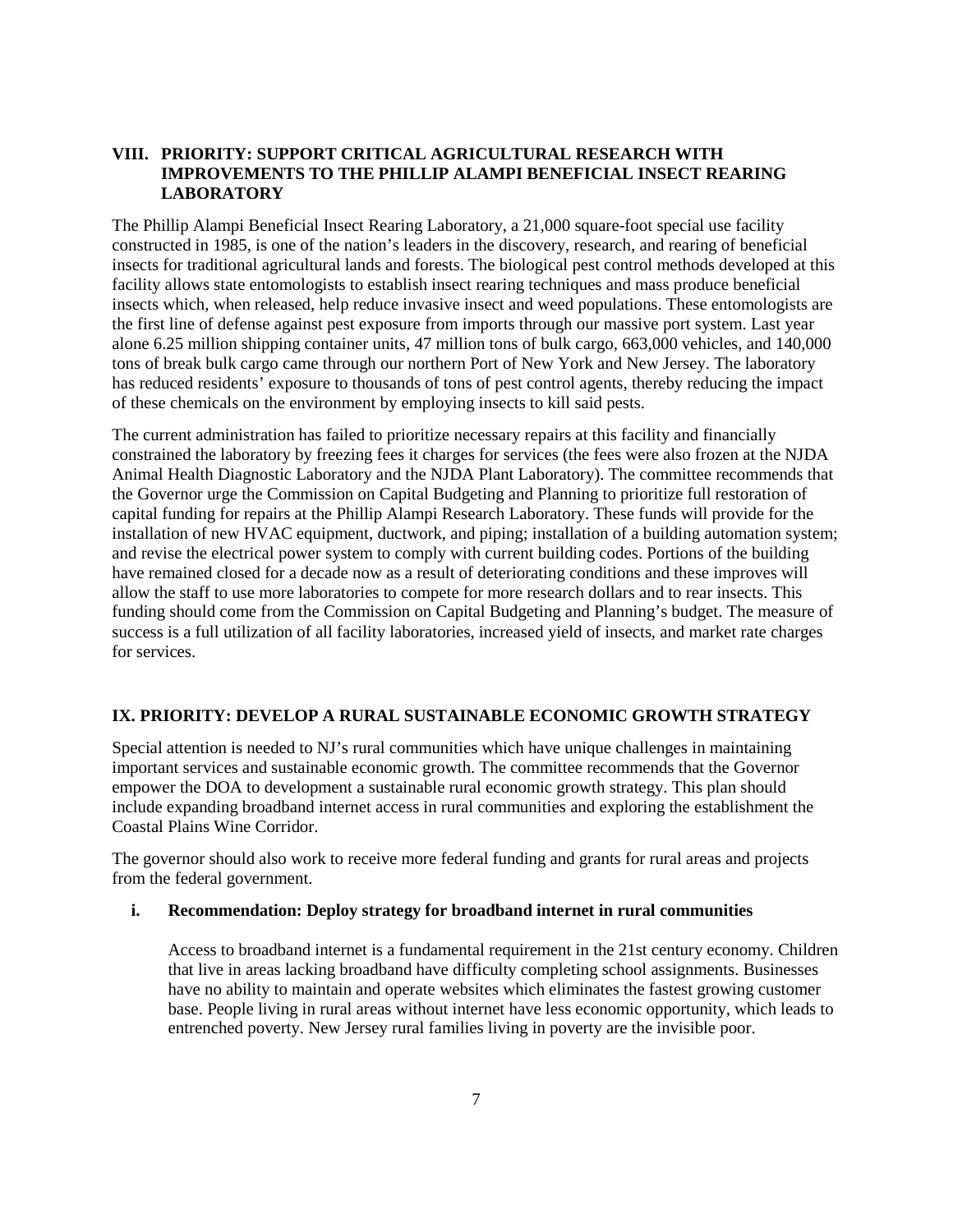## VIII. PRIORITY: SUPPORT CRITICAL AGRICULTURAL RESEARCH WITH IMPROVEMENTS TO THE PHILLIP ALAMPI BENEFICIAL INSECT REARING LABORATORY

The Phillip Alampi Beneficial Insect Rearing Laboratory, a 21,000 square-foot special use facility constructed in 1985, is one of the nation's leaders in the discovery, research, and rearing of beneficial insects for traditional agricultural lands and forests. The biological pest control methods developed at this facility allows state entomologists to establish insect rearing techniques and mass produce beneficial insects which, when released, help reduce invasive insect and weed populations. These entomologists are the first line of defense against pest exposure from imports through our massive port system. Last year alone 6.25 million shipping container units, 47 million tons of bulk cargo, 663,000 vehicles, and 140,000 tons of break bulk cargo came through our northern Port of New York and New Jersey. The laboratory has reduced residents' exposure to thousands of tons of pest control agents, thereby reducing the impact of these chemicals on the environment by employing insects to kill said pests.

The current administration has failed to prioritize necessary repairs at this facility and financially constrained the laboratory by freezing fees it charges for services (the fees were also frozen at the NJDA Animal Health Diagnostic Laboratory and the NJDA Plant Laboratory). The committee recommends that the Governor urge the Commission on Capital Budgeting and Planning to prioritize full restoration of capital funding for repairs at the Phillip Alampi Research Laboratory. These funds will provide for the installation of new HVAC equipment, ductwork, and piping; installation of a building automation system; and revise the electrical power system to comply with current building codes. Portions of the building have remained closed for a decade now as a result of deteriorating conditions and these improves will allow the staff to use more laboratories to compete for more research dollars and to rear insects. This funding should come from the Commission on Capital Budgeting and Planning's budget. The measure of success is a full utilization of all facility laboratories, increased yield of insects, and market rate charges for services.

## IX. PRIORITY: DEVELOP A RURAL SUSTAINABLE ECONOMIC GROWTH STRATEGY

Special attention is needed to NJ's rural communities which have unique challenges in maintaining important services and sustainable economic growth. The committee recommends that the Governor empower the DOA to development a sustainable rural economic growth strategy. This plan should include expanding broadband internet access in rural communities and exploring the establishment the Coastal Plains Wine Corridor.

The governor should also work to receive more federal funding and grants for rural areas and projects from the federal government.

### i. Recommendation: Deploy strategy for broadband internet in rural communities

Access to broadband internet is a fundamental requirement in the 21st century economy. Children that live in areas lacking broadband have difficulty completing school assignments. Businesses have no ability to maintain and operate websites which eliminates the fastest growing customer base. People living in rural areas without internet have less economic opportunity, which leads to entrenched poverty. New Jersey rural families living in poverty are the invisible poor.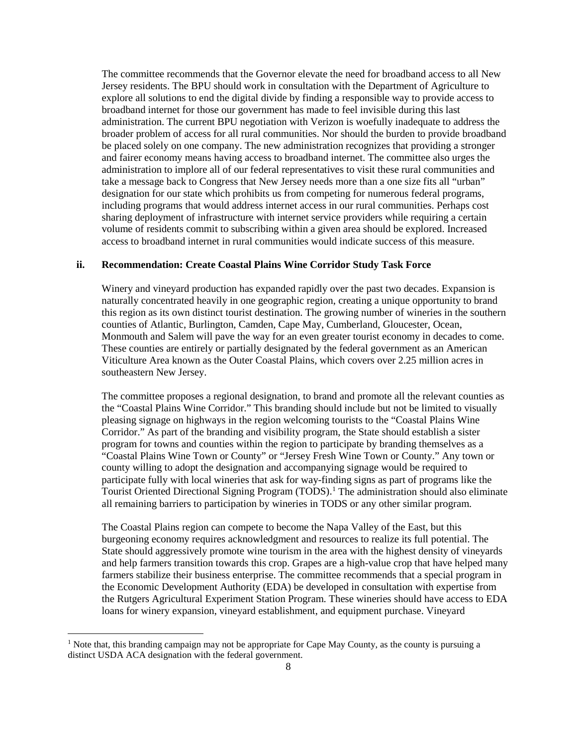The committee recommends that the Governor elevate the need for broadband access to all New Jersey residents. The BPU should work in consultation with the Department of Agriculture to explore all solutions to end the digital divide by finding a responsible way to provide access to broadband internet for those our government has made to feel invisible during this last administration. The current BPU negotiation with Verizon is woefully inadequate to address the broader problem of access for all rural communities. Nor should the burden to provide broadband be placed solely on one company. The new administration recognizes that providing a stronger and fairer economy means having access to broadband internet. The committee also urges the administration to implore all of our federal representatives to visit these rural communities and take a message back to Congress that New Jersey needs more than a one size fits all "urban" designation for our state which prohibits us from competing for numerous federal programs, including programs that would address internet access in our rural communities. Perhaps cost sharing deployment of infrastructure with internet service providers while requiring a certain volume of residents commit to subscribing within a given area should be explored. Increased access to broadband internet in rural communities would indicate success of this measure.

### ii. Recommendation: Create Coastal Plains Wine Corridor Study Task Force

Winery and vineyard production has expanded rapidly over the past two decades. Expansion is naturally concentrated heavily in one geographic region, creating a unique opportunity to brand this region as its own distinct tourist destination. The growing number of wineries in the southern counties of Atlantic, Burlington, Camden, Cape May, Cumberland, Gloucester, Ocean, Monmouth and Salem will pave the way for an even greater tourist economy in decades to come. These counties are entirely or partially designated by the federal government as an American Viticulture Area known as the Outer Coastal Plains, which covers over 2.25 million acres in southeastern New Jersey.

The committee proposes a regional designation, to brand and promote all the relevant counties as the "Coastal Plains Wine Corridor." This branding should include but not be limited to visually pleasing signage on highways in the region welcoming tourists to the "Coastal Plains Wine Corridor." As part of the branding and visibility program, the State should establish a sister program for towns and counties within the region to participate by branding themselves as a "Coastal Plains Wine Town or County" or "Jersey Fresh Wine Town or County." Any town or county willing to adopt the designation and accompanying signage would be required to participate fully with local wineries that ask for way-finding signs as part of programs like the Tourist Oriented Directional Signing Program (TODS).[1] The administration should also eliminate all remaining barriers to participation by wineries in TODS or any other similar program.

The Coastal Plains region can compete to become the Napa Valley of the East, but this burgeoning economy requires acknowledgment and resources to realize its full potential. The State should aggressively promote wine tourism in the area with the highest density of vineyards and help farmers transition towards this crop. Grapes are a high-value crop that have helped many farmers stabilize their business enterprise. The committee recommends that a special program in the Economic Development Authority (EDA) be developed in consultation with expertise from the Rutgers Agricultural Experiment Station Program. These wineries should have access to EDA loans for winery expansion, vineyard establishment, and equipment purchase. Vineyard

[1] Note that, this branding campaign may not be appropriate for Cape May County, as the county is pursuing a distinct USDA ACA designation with the federal government.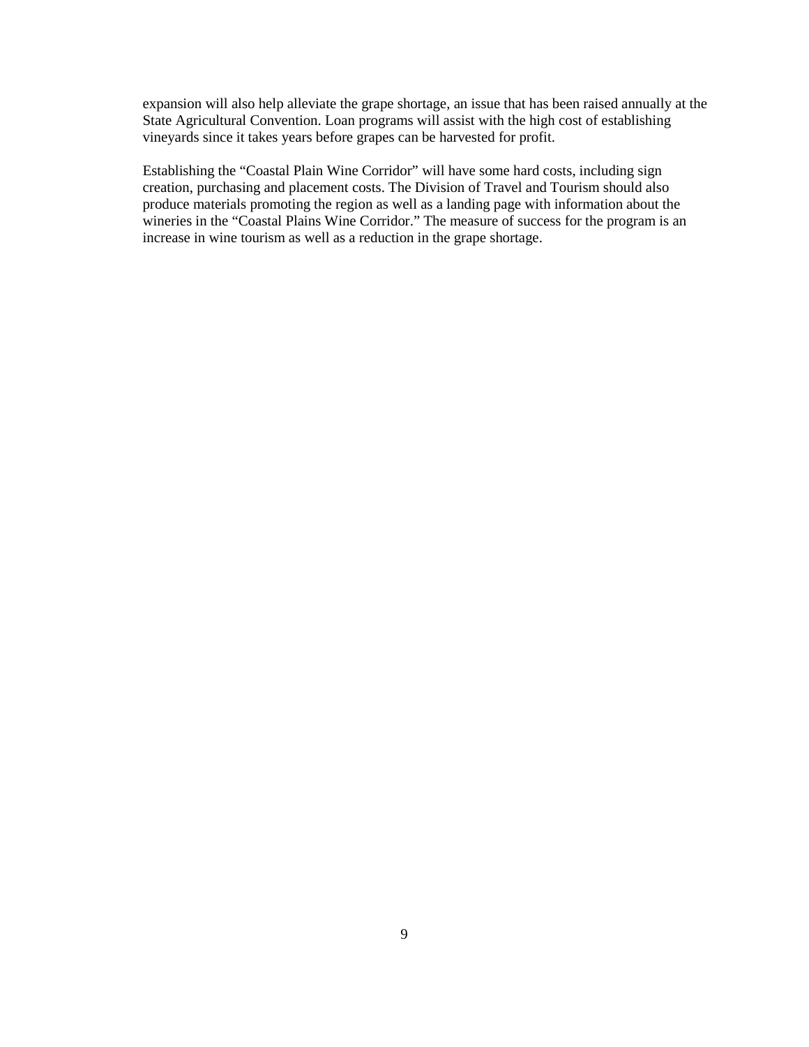expansion will also help alleviate the grape shortage, an issue that has been raised annually at the State Agricultural Convention. Loan programs will assist with the high cost of establishing vineyards since it takes years before grapes can be harvested for profit.

Establishing the "Coastal Plain Wine Corridor" will have some hard costs, including sign creation, purchasing and placement costs. The Division of Travel and Tourism should also produce materials promoting the region as well as a landing page with information about the wineries in the "Coastal Plains Wine Corridor." The measure of success for the program is an increase in wine tourism as well as a reduction in the grape shortage.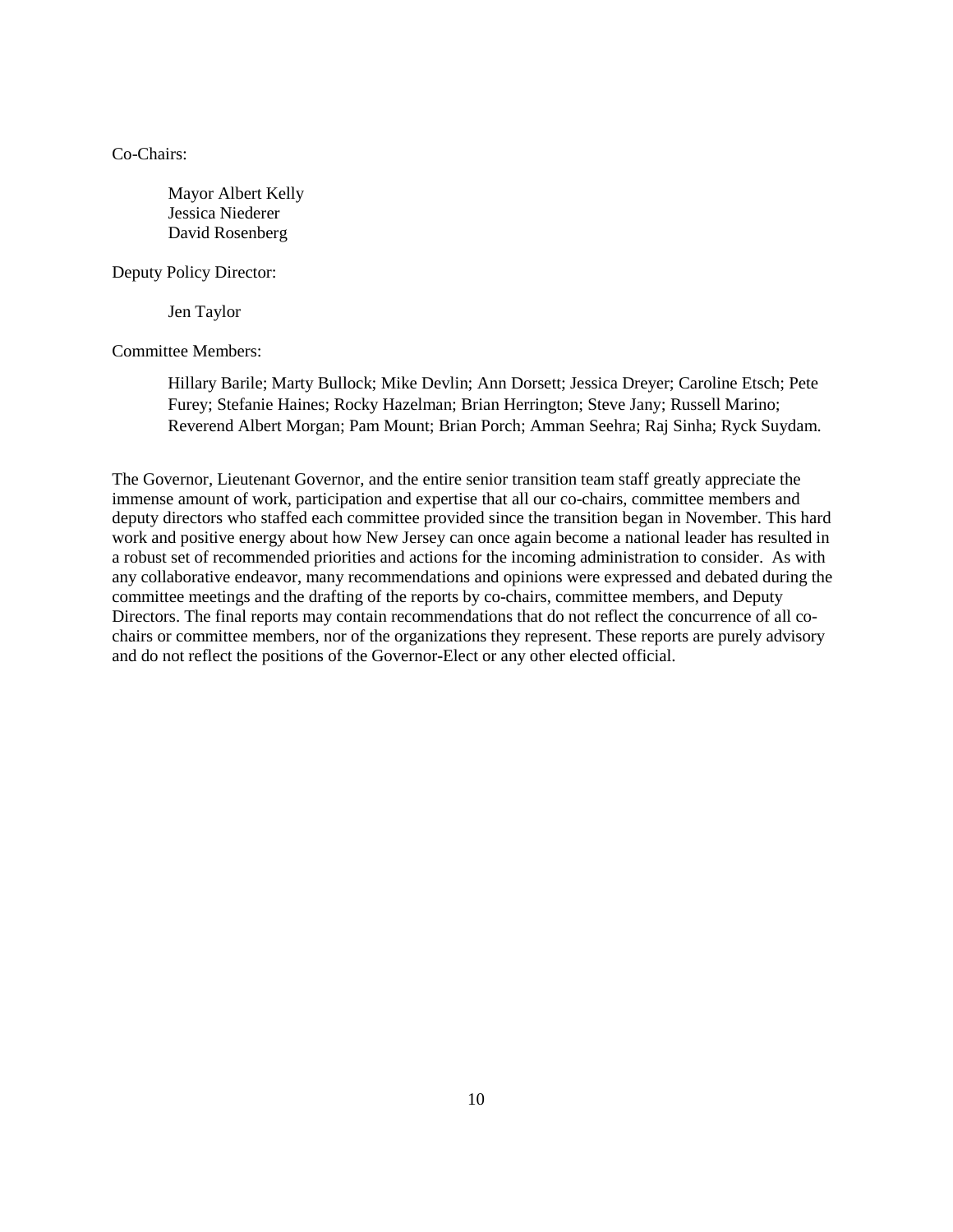Co-Chairs:

Mayor Albert Kelly
Jessica Niederer
David Rosenberg

Deputy Policy Director:

Jen Taylor

Committee Members:

Hillary Barile; Marty Bullock; Mike Devlin; Ann Dorsett; Jessica Dreyer; Caroline Etsch; Pete Furey; Stefanie Haines; Rocky Hazelman; Brian Herrington; Steve Jany; Russell Marino; Reverend Albert Morgan; Pam Mount; Brian Porch; Amman Seehra; Raj Sinha; Ryck Suydam.

The Governor, Lieutenant Governor, and the entire senior transition team staff greatly appreciate the immense amount of work, participation and expertise that all our co-chairs, committee members and deputy directors who staffed each committee provided since the transition began in November. This hard work and positive energy about how New Jersey can once again become a national leader has resulted in a robust set of recommended priorities and actions for the incoming administration to consider. As with any collaborative endeavor, many recommendations and opinions were expressed and debated during the committee meetings and the drafting of the reports by co-chairs, committee members, and Deputy Directors. The final reports may contain recommendations that do not reflect the concurrence of all co-chairs or committee members, nor of the organizations they represent. These reports are purely advisory and do not reflect the positions of the Governor-Elect or any other elected official.